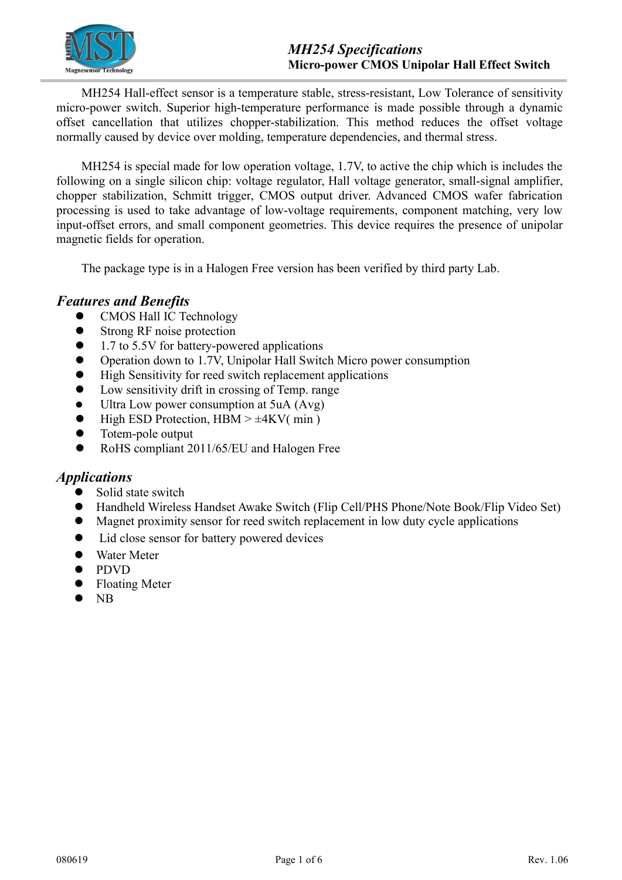# MH254 Specifications

**Micro-power CMOS Unipolar Hall Effect Switch**

MH254 Hall-effect sensor is a temperature stable, stress-resistant, Low Tolerance of sensitivity micro-power switch. Superior high-temperature performance is made possible through a dynamic offset cancellation that utilizes chopper-stabilization. This method reduces the offset voltage normally caused by device over molding, temperature dependencies, and thermal stress.

MH254 is special made for low operation voltage, 1.7V, to active the chip which is includes the following on a single silicon chip: voltage regulator, Hall voltage generator, small-signal amplifier, chopper stabilization, Schmitt trigger, CMOS output driver. Advanced CMOS wafer fabrication processing is used to take advantage of low-voltage requirements, component matching, very low input-offset errors, and small component geometries. This device requires the presence of unipolar magnetic fields for operation.

The package type is in a Halogen Free version has been verified by third party Lab.

## *Features and Benefits*

- CMOS Hall IC Technology
- Strong RF noise protection
- 1.7 to 5.5V for battery-powered applications
- Operation down to 1.7V, Unipolar Hall Switch Micro power consumption
- High Sensitivity for reed switch replacement applications
- Low sensitivity drift in crossing of Temp. range
- Ultra Low power consumption at 5uA (Avg)
- High ESD Protection, HBM > ±4KV( min )
- Totem-pole output
- RoHS compliant 2011/65/EU and Halogen Free

## *Applications*

- Solid state switch
- Handheld Wireless Handset Awake Switch (Flip Cell/PHS Phone/Note Book/Flip Video Set)
- Magnet proximity sensor for reed switch replacement in low duty cycle applications
- Lid close sensor for battery powered devices
- Water Meter
- PDVD
- Floating Meter
- NB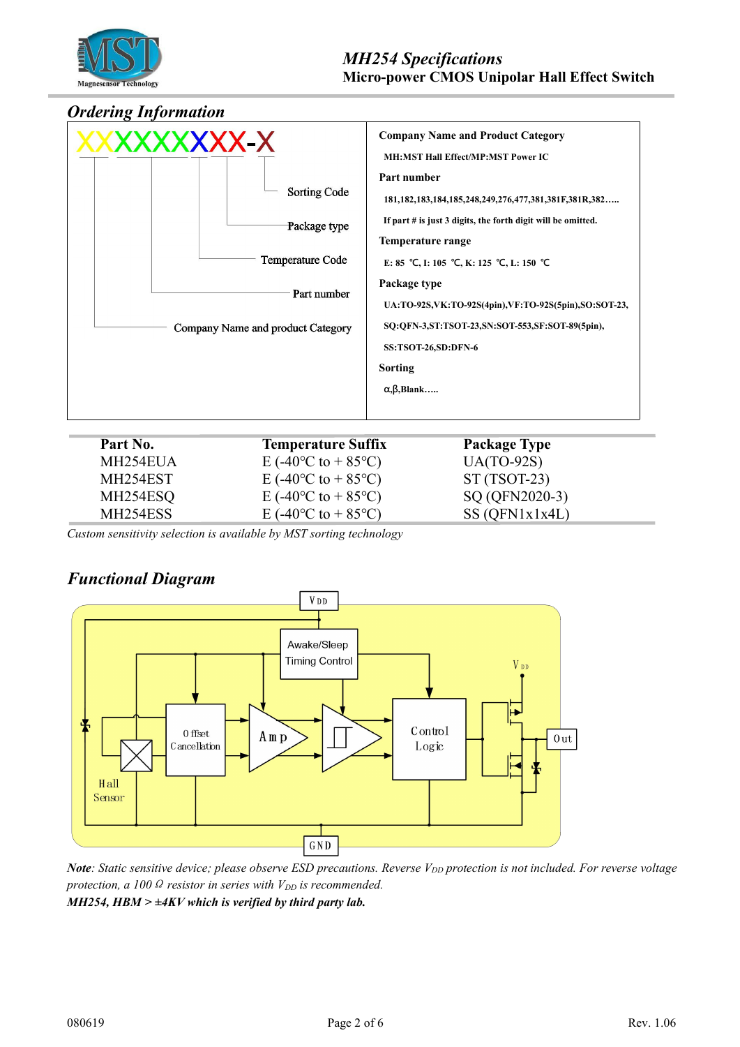## Ordering Information

XXXXXXXXX-X

- Company Name and product Category
- Part number
- Temperature Code
- Package type
- Sorting Code

**Company Name and Product Category**

MH:MST Hall Effect/MP:MST Power IC

**Part number**

181,182,183,184,185,248,249,276,477,381,381F,381R,382…..

If part # is just 3 digits, the forth digit will be omitted.

**Temperature range**

E: 85 ℃, I: 105 ℃, K: 125 ℃, L: 150 ℃

**Package type**

UA:TO-92S,VK:TO-92S(4pin),VF:TO-92S(5pin),SO:SOT-23, SQ:QFN-3,ST:TSOT-23,SN:SOT-553,SF:SOT-89(5pin), SS:TSOT-26,SD:DFN-6

**Sorting**

α,β,Blank…..

| Part No. | Temperature Suffix | Package Type |
|---|---|---|
| MH254EUA | E (-40°C to + 85°C) | UA(TO-92S) |
| MH254EST | E (-40°C to + 85°C) | ST (TSOT-23) |
| MH254ESQ | E (-40°C to + 85°C) | SQ (QFN2020-3) |
| MH254ESS | E (-40°C to + 85°C) | SS (QFN1x1x4L) |

*Custom sensitivity selection is available by MST sorting technology*

## Functional Diagram

VDD, Awake/Sleep Timing Control, Offset Cancellation, Amp, Control Logic, VDD, Out, Hall Sensor, GND

***Note**: Static sensitive device; please observe ESD precautions. Reverse $V_{DD}$ protection is not included. For reverse voltage protection, a 100 Ω resistor in series with $V_{DD}$ is recommended.*

***MH254, HBM > ±4KV which is verified by third party lab.***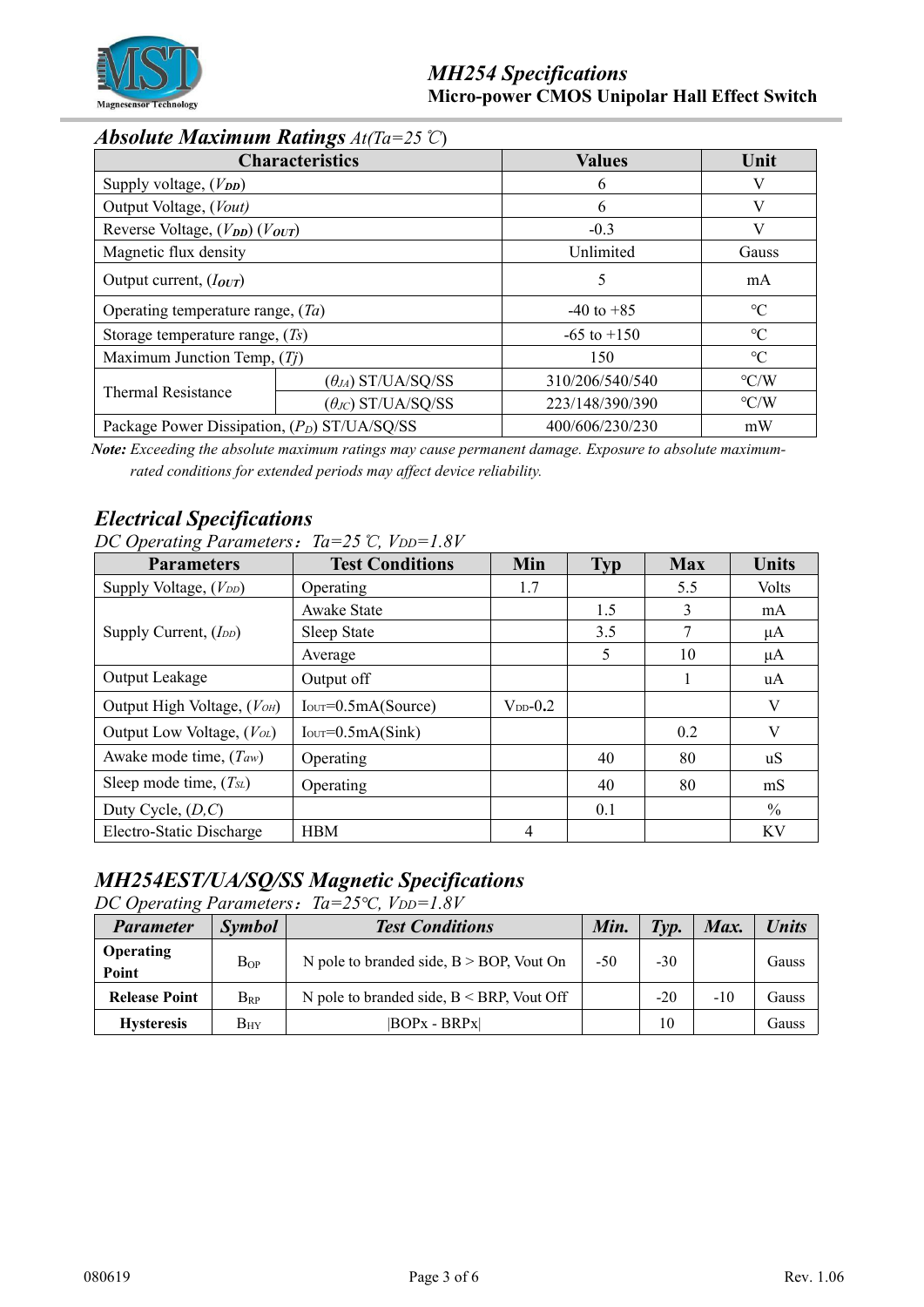## *Absolute Maximum Ratings* *At(Ta=25℃)*

| Characteristics | | Values | Unit |
|---|---|---|---|
| Supply voltage, ($V_{DD}$) | | 6 | V |
| Output Voltage, (*Vout*) | | 6 | V |
| Reverse Voltage, ($V_{DD}$) ($V_{OUT}$) | | -0.3 | V |
| Magnetic flux density | | Unlimited | Gauss |
| Output current, ($I_{OUT}$) | | 5 | mA |
| Operating temperature range, (*Ta*) | | -40 to +85 | ℃ |
| Storage temperature range, (*Ts*) | | -65 to +150 | ℃ |
| Maximum Junction Temp, (*Tj*) | | 150 | ℃ |
| Thermal Resistance | ($\theta_{JA}$) ST/UA/SQ/SS | 310/206/540/540 | ℃/W |
| | ($\theta_{JC}$) ST/UA/SQ/SS | 223/148/390/390 | ℃/W |
| Package Power Dissipation, ($P_D$) ST/UA/SQ/SS | | 400/606/230/230 | mW |

***Note:*** *Exceeding the absolute maximum ratings may cause permanent damage. Exposure to absolute maximum-rated conditions for extended periods may affect device reliability.*

## *Electrical Specifications*

*DC Operating Parameters：Ta=25℃, $V_{DD}$=1.8V*

| Parameters | Test Conditions | Min | Typ | Max | Units |
|---|---|---|---|---|---|
| Supply Voltage, ($V_{DD}$) | Operating | 1.7 | | 5.5 | Volts |
| Supply Current, ($I_{DD}$) | Awake State | | 1.5 | 3 | mA |
| | Sleep State | | 3.5 | 7 | μA |
| | Average | | 5 | 10 | μA |
| Output Leakage | Output off | | | 1 | uA |
| Output High Voltage, ($V_{OH}$) | $I_{OUT}$=0.5mA(Source) | $V_{DD}$-0.2 | | | V |
| Output Low Voltage, ($V_{OL}$) | $I_{OUT}$=0.5mA(Sink) | | | 0.2 | V |
| Awake mode time, ($T_{aw}$) | Operating | | 40 | 80 | uS |
| Sleep mode time, ($T_{SL}$) | Operating | | 40 | 80 | mS |
| Duty Cycle, (*D,C*) | | | 0.1 | | % |
| Electro-Static Discharge | HBM | 4 | | | KV |

## *MH254EST/UA/SQ/SS Magnetic Specifications*

*DC Operating Parameters：Ta=25℃, $V_{DD}$=1.8V*

| *Parameter* | *Symbol* | *Test Conditions* | *Min.* | *Typ.* | *Max.* | *Units* |
|---|---|---|---|---|---|---|
| **Operating Point** | $B_{OP}$ | N pole to branded side, B > BOP, Vout On | -50 | -30 | | Gauss |
| **Release Point** | $B_{RP}$ | N pole to branded side, B < BRP, Vout Off | | -20 | -10 | Gauss |
| **Hysteresis** | $B_{HY}$ | \|BOPx - BRPx\| | | 10 | | Gauss |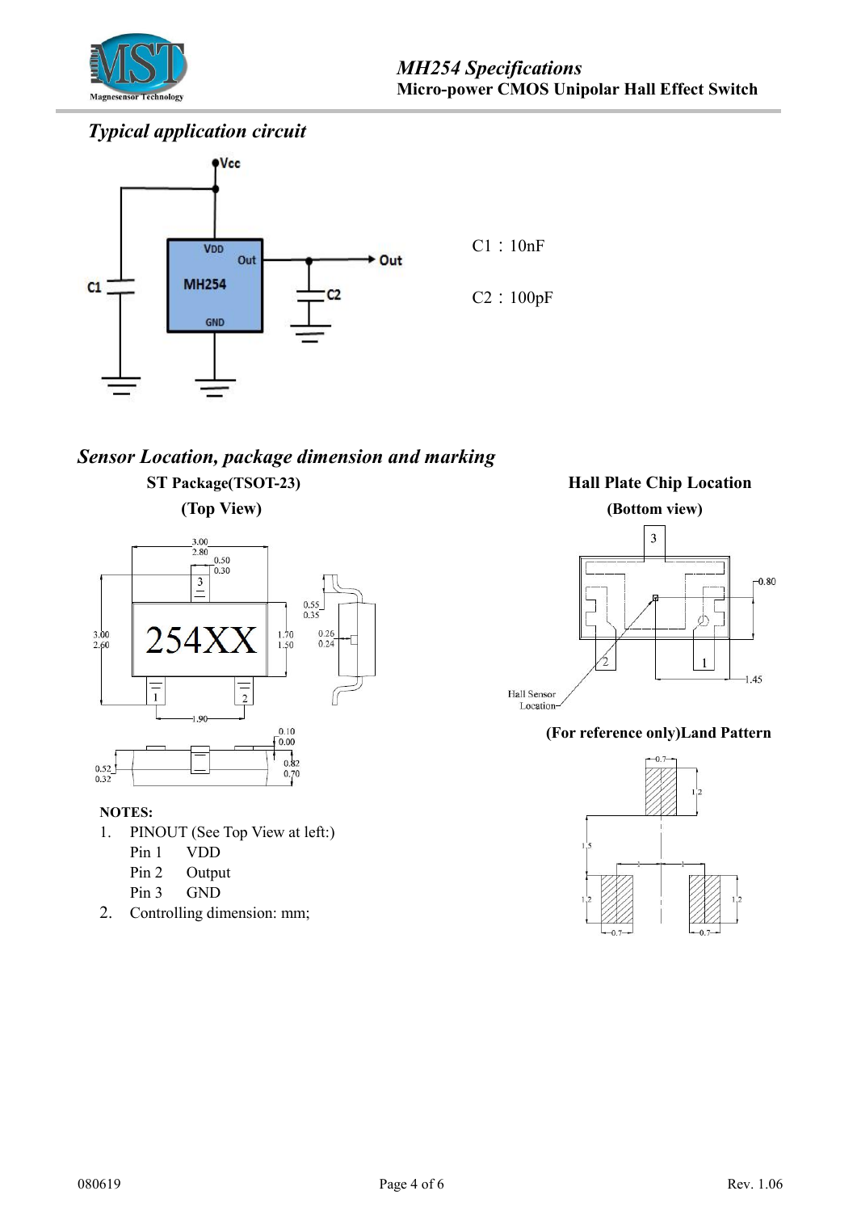## *Typical application circuit*

C1：10nF

C2：100pF

## *Sensor Location, package dimension and marking*

**ST Package(TSOT-23)**

**(Top View)**

**Hall Plate Chip Location**

**(Bottom view)**

**(For reference only)Land Pattern**

**NOTES:**

1. PINOUT (See Top View at left:)
   - Pin 1 VDD
   - Pin 2 Output
   - Pin 3 GND
2. Controlling dimension: mm;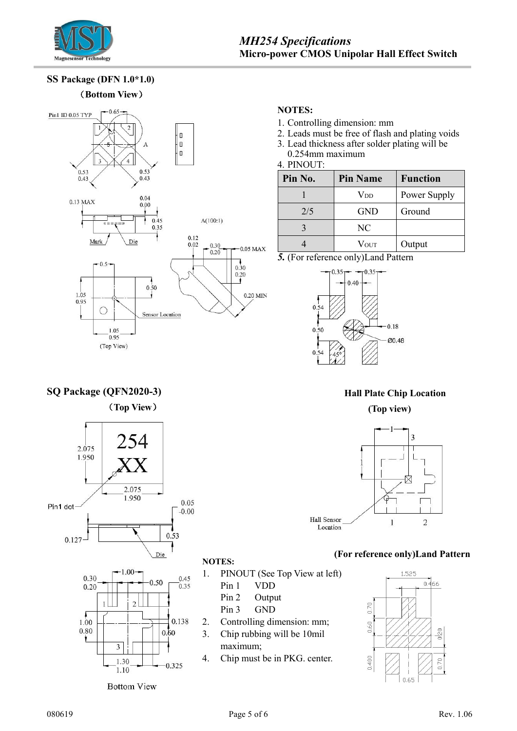## SS Package (DFN 1.0*1.0)

（Bottom View）

**NOTES:**

1. Controlling dimension: mm
2. Leads must be free of flash and plating voids
3. Lead thickness after solder plating will be 0.254mm maximum
4. PINOUT:

| Pin No. | Pin Name | Function |
|---|---|---|
| 1 | $V_{DD}$ | Power Supply |
| 2/5 | GND | Ground |
| 3 | NC | |
| 4 | $V_{OUT}$ | Output |

***5.*** (For reference only)Land Pattern

## SQ Package (QFN2020-3)

（Top View）

**Hall Plate Chip Location**

**(Top view)**

**(For reference only)Land Pattern**

**NOTES:**

1. PINOUT (See Top View at left)
   Pin 1 VDD
   Pin 2 Output
   Pin 3 GND
2. Controlling dimension: mm;
3. Chip rubbing will be 10mil maximum;
4. Chip must be in PKG. center.

Bottom View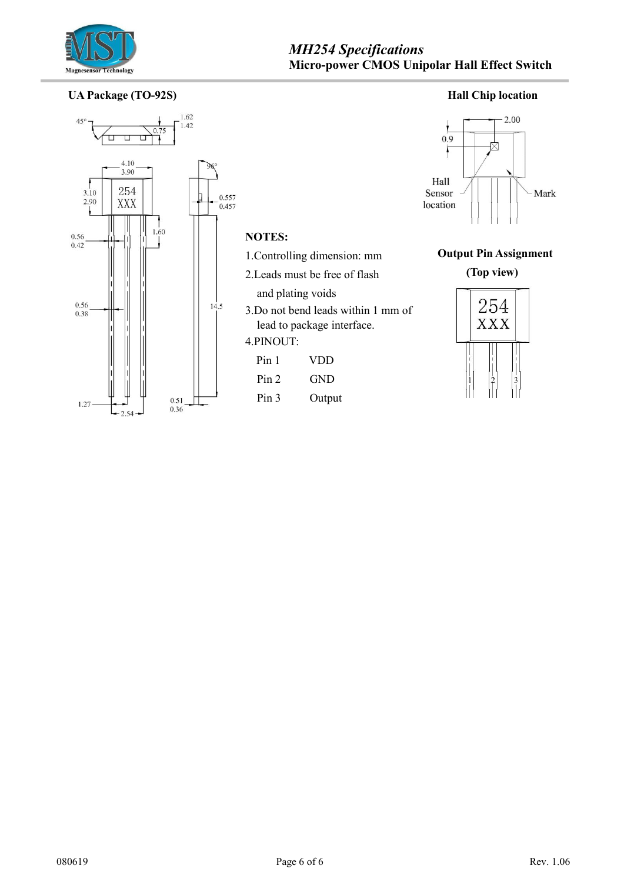## UA Package (TO-92S)

45°
1.62
1.42
0.75

4.10
3.90

3.10
2.90

254
XXX

96°

0.557
0.457

0.56
0.42

1.60

0.56
0.38

14.5

1.27

2.54

0.51
0.36

## Hall Chip location

2.00
0.9

Hall
Sensor
location

Mark

**NOTES:**

1. Controlling dimension: mm
2. Leads must be free of flash and plating voids
3. Do not bend leads within 1 mm of lead to package interface.
4. PINOUT:

| | |
|---|---|
| Pin 1 | VDD |
| Pin 2 | GND |
| Pin 3 | Output |

## Output Pin Assignment (Top view)

254
XXX

1 2 3